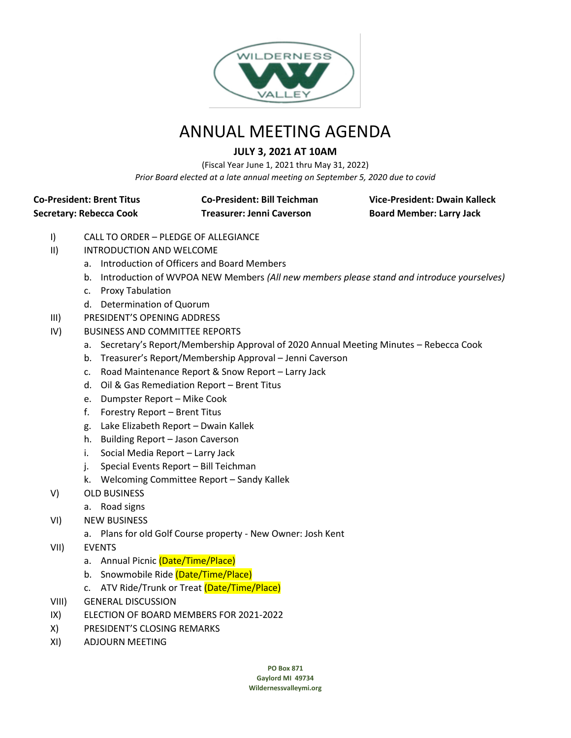# ANNUAL MEETING AGENDA

**JULY 3, 2021 AT 10AM**

(Fiscal Year June 1, 2021 thru May 31, 2022)

*Prior Board elected at a late annual meeting on September 5, 2020 due to covid*

**Co-President: Brent Titus** **Co-President: Bill Teichman** **Vice-President: Dwain Kalleck**
**Secretary: Rebecca Cook** **Treasurer: Jenni Caverson** **Board Member: Larry Jack**

I) CALL TO ORDER – PLEDGE OF ALLEGIANCE

II) INTRODUCTION AND WELCOME
   a. Introduction of Officers and Board Members
   b. Introduction of WVPOA NEW Members *(All new members please stand and introduce yourselves)*
   c. Proxy Tabulation
   d. Determination of Quorum

III) PRESIDENT'S OPENING ADDRESS

IV) BUSINESS AND COMMITTEE REPORTS
   a. Secretary's Report/Membership Approval of 2020 Annual Meeting Minutes – Rebecca Cook
   b. Treasurer's Report/Membership Approval – Jenni Caverson
   c. Road Maintenance Report & Snow Report – Larry Jack
   d. Oil & Gas Remediation Report – Brent Titus
   e. Dumpster Report – Mike Cook
   f. Forestry Report – Brent Titus
   g. Lake Elizabeth Report – Dwain Kallek
   h. Building Report – Jason Caverson
   i. Social Media Report – Larry Jack
   j. Special Events Report – Bill Teichman
   k. Welcoming Committee Report – Sandy Kallek

V) OLD BUSINESS
   a. Road signs

VI) NEW BUSINESS
   a. Plans for old Golf Course property - New Owner: Josh Kent

VII) EVENTS
   a. Annual Picnic (Date/Time/Place)
   b. Snowmobile Ride (Date/Time/Place)
   c. ATV Ride/Trunk or Treat (Date/Time/Place)

VIII) GENERAL DISCUSSION

IX) ELECTION OF BOARD MEMBERS FOR 2021-2022

X) PRESIDENT'S CLOSING REMARKS

XI) ADJOURN MEETING

**PO Box 871**
**Gaylord MI 49734**
**Wildernessvalleymi.org**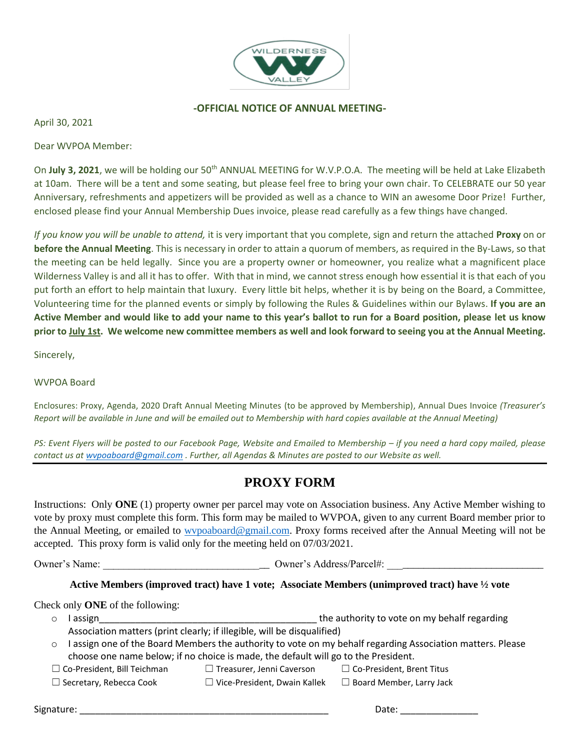**-OFFICIAL NOTICE OF ANNUAL MEETING-**

April 30, 2021

Dear WVPOA Member:

On **July 3, 2021**, we will be holding our 50th ANNUAL MEETING for W.V.P.O.A. The meeting will be held at Lake Elizabeth at 10am. There will be a tent and some seating, but please feel free to bring your own chair. To CELEBRATE our 50 year Anniversary, refreshments and appetizers will be provided as well as a chance to WIN an awesome Door Prize! Further, enclosed please find your Annual Membership Dues invoice, please read carefully as a few things have changed.

*If you know you will be unable to attend,* it is very important that you complete, sign and return the attached **Proxy** on or **before the Annual Meeting**. This is necessary in order to attain a quorum of members, as required in the By-Laws, so that the meeting can be held legally. Since you are a property owner or homeowner, you realize what a magnificent place Wilderness Valley is and all it has to offer. With that in mind, we cannot stress enough how essential it is that each of you put forth an effort to help maintain that luxury. Every little bit helps, whether it is by being on the Board, a Committee, Volunteering time for the planned events or simply by following the Rules & Guidelines within our Bylaws. **If you are an Active Member and would like to add your name to this year's ballot to run for a Board position, please let us know prior to July 1st. We welcome new committee members as well and look forward to seeing you at the Annual Meeting.**

Sincerely,

WVPOA Board

Enclosures: Proxy, Agenda, 2020 Draft Annual Meeting Minutes (to be approved by Membership), Annual Dues Invoice *(Treasurer's Report will be available in June and will be emailed out to Membership with hard copies available at the Annual Meeting)*

*PS: Event Flyers will be posted to our Facebook Page, Website and Emailed to Membership – if you need a hard copy mailed, please contact us at wvpoaboard@gmail.com . Further, all Agendas & Minutes are posted to our Website as well.*

---

## PROXY FORM

Instructions: Only **ONE** (1) property owner per parcel may vote on Association business. Any Active Member wishing to vote by proxy must complete this form. This form may be mailed to WVPOA, given to any current Board member prior to the Annual Meeting, or emailed to wvpoaboard@gmail.com. Proxy forms received after the Annual Meeting will not be accepted. This proxy form is valid only for the meeting held on 07/03/2021.

Owner's Name: ________________________________ Owner's Address/Parcel#: ______________________________

**Active Members (improved tract) have 1 vote; Associate Members (unimproved tract) have ½ vote**

Check only **ONE** of the following:

- I assign___________________________________________ the authority to vote on my behalf regarding Association matters (print clearly; if illegible, will be disqualified)
- I assign one of the Board Members the authority to vote on my behalf regarding Association matters. Please choose one name below; if no choice is made, the default will go to the President.

☐ Co-President, Bill Teichman ☐ Treasurer, Jenni Caverson ☐ Co-President, Brent Titus

☐ Secretary, Rebecca Cook ☐ Vice-President, Dwain Kallek ☐ Board Member, Larry Jack

Signature: ___________________________________________________ Date: _______________